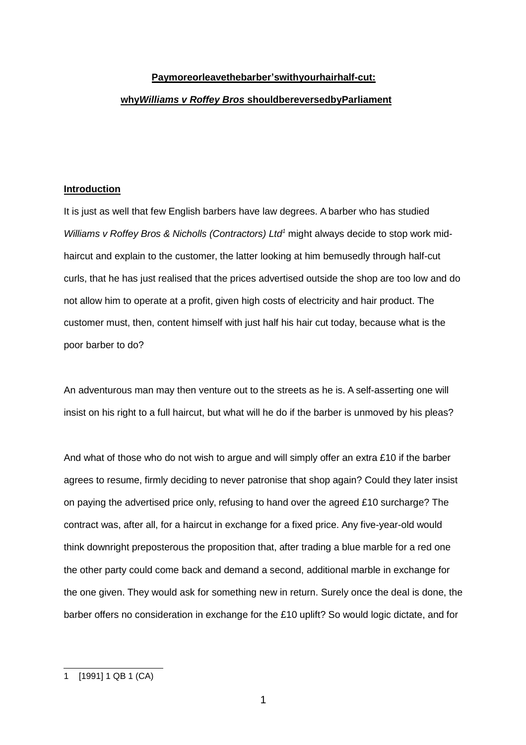**Pay more or leave the barber's with your hair half-cut:**

**why *Williams v Roffey Bros* should be reversed by Parliament**

**Introduction**

It is just as well that few English barbers have law degrees. A barber who has studied *Williams v Roffey Bros & Nicholls (Contractors) Ltd*[1] might always decide to stop work mid-haircut and explain to the customer, the latter looking at him bemusedly through half-cut curls, that he has just realised that the prices advertised outside the shop are too low and do not allow him to operate at a profit, given high costs of electricity and hair product. The customer must, then, content himself with just half his hair cut today, because what is the poor barber to do?

An adventurous man may then venture out to the streets as he is. A self-asserting one will insist on his right to a full haircut, but what will he do if the barber is unmoved by his pleas?

And what of those who do not wish to argue and will simply offer an extra £10 if the barber agrees to resume, firmly deciding to never patronise that shop again? Could they later insist on paying the advertised price only, refusing to hand over the agreed £10 surcharge? The contract was, after all, for a haircut in exchange for a fixed price. Any five-year-old would think downright preposterous the proposition that, after trading a blue marble for a red one the other party could come back and demand a second, additional marble in exchange for the one given. They would ask for something new in return. Surely once the deal is done, the barber offers no consideration in exchange for the £10 uplift? So would logic dictate, and for

[1] [1991] 1 QB 1 (CA)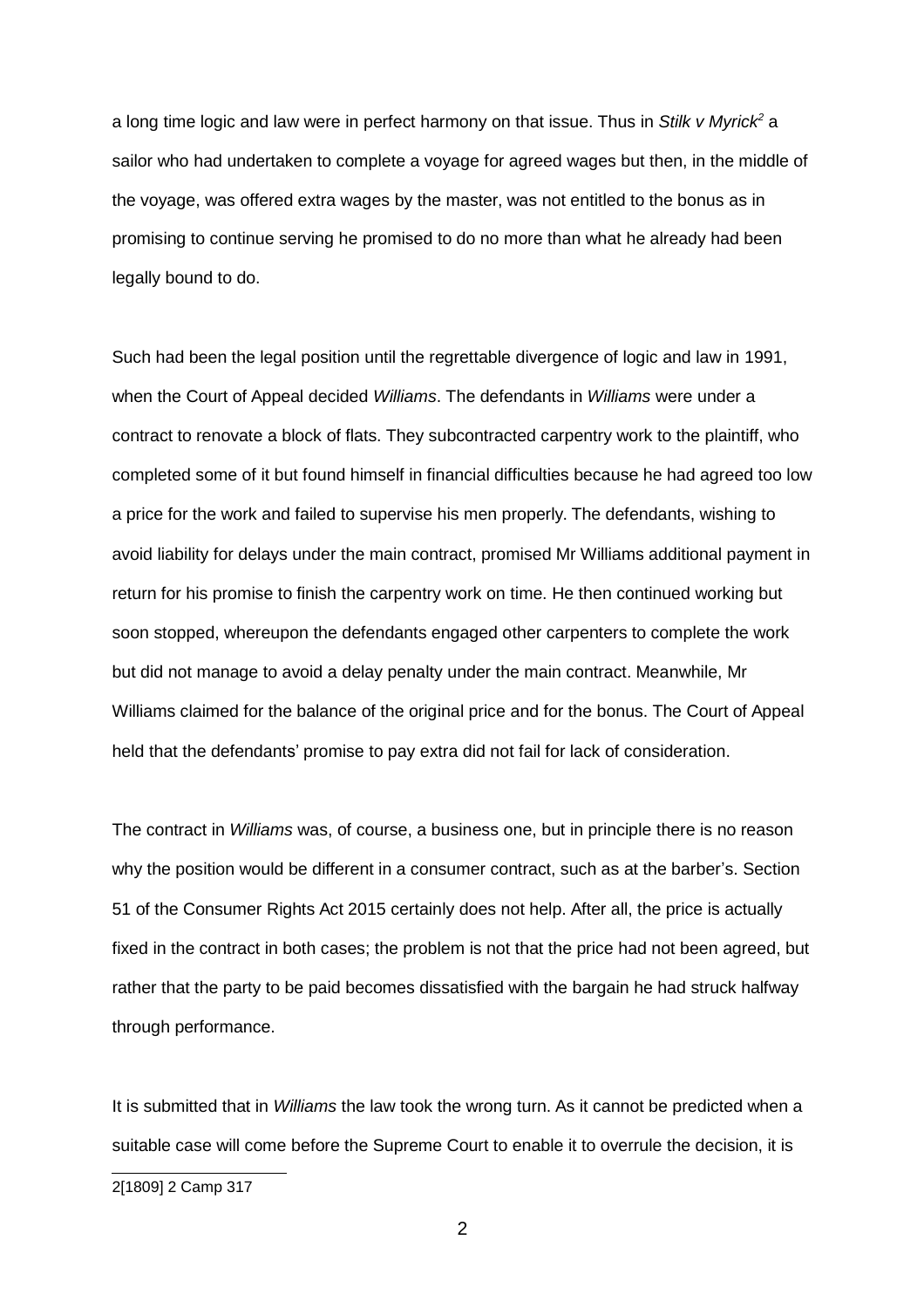a long time logic and law were in perfect harmony on that issue. Thus in *Stilk v Myrick*[2] a sailor who had undertaken to complete a voyage for agreed wages but then, in the middle of the voyage, was offered extra wages by the master, was not entitled to the bonus as in promising to continue serving he promised to do no more than what he already had been legally bound to do.

Such had been the legal position until the regrettable divergence of logic and law in 1991, when the Court of Appeal decided *Williams*. The defendants in *Williams* were under a contract to renovate a block of flats. They subcontracted carpentry work to the plaintiff, who completed some of it but found himself in financial difficulties because he had agreed too low a price for the work and failed to supervise his men properly. The defendants, wishing to avoid liability for delays under the main contract, promised Mr Williams additional payment in return for his promise to finish the carpentry work on time. He then continued working but soon stopped, whereupon the defendants engaged other carpenters to complete the work but did not manage to avoid a delay penalty under the main contract. Meanwhile, Mr Williams claimed for the balance of the original price and for the bonus. The Court of Appeal held that the defendants' promise to pay extra did not fail for lack of consideration.

The contract in *Williams* was, of course, a business one, but in principle there is no reason why the position would be different in a consumer contract, such as at the barber's. Section 51 of the Consumer Rights Act 2015 certainly does not help. After all, the price is actually fixed in the contract in both cases; the problem is not that the price had not been agreed, but rather that the party to be paid becomes dissatisfied with the bargain he had struck halfway through performance.

It is submitted that in *Williams* the law took the wrong turn. As it cannot be predicted when a suitable case will come before the Supreme Court to enable it to overrule the decision, it is

---

[2] [1809] 2 Camp 317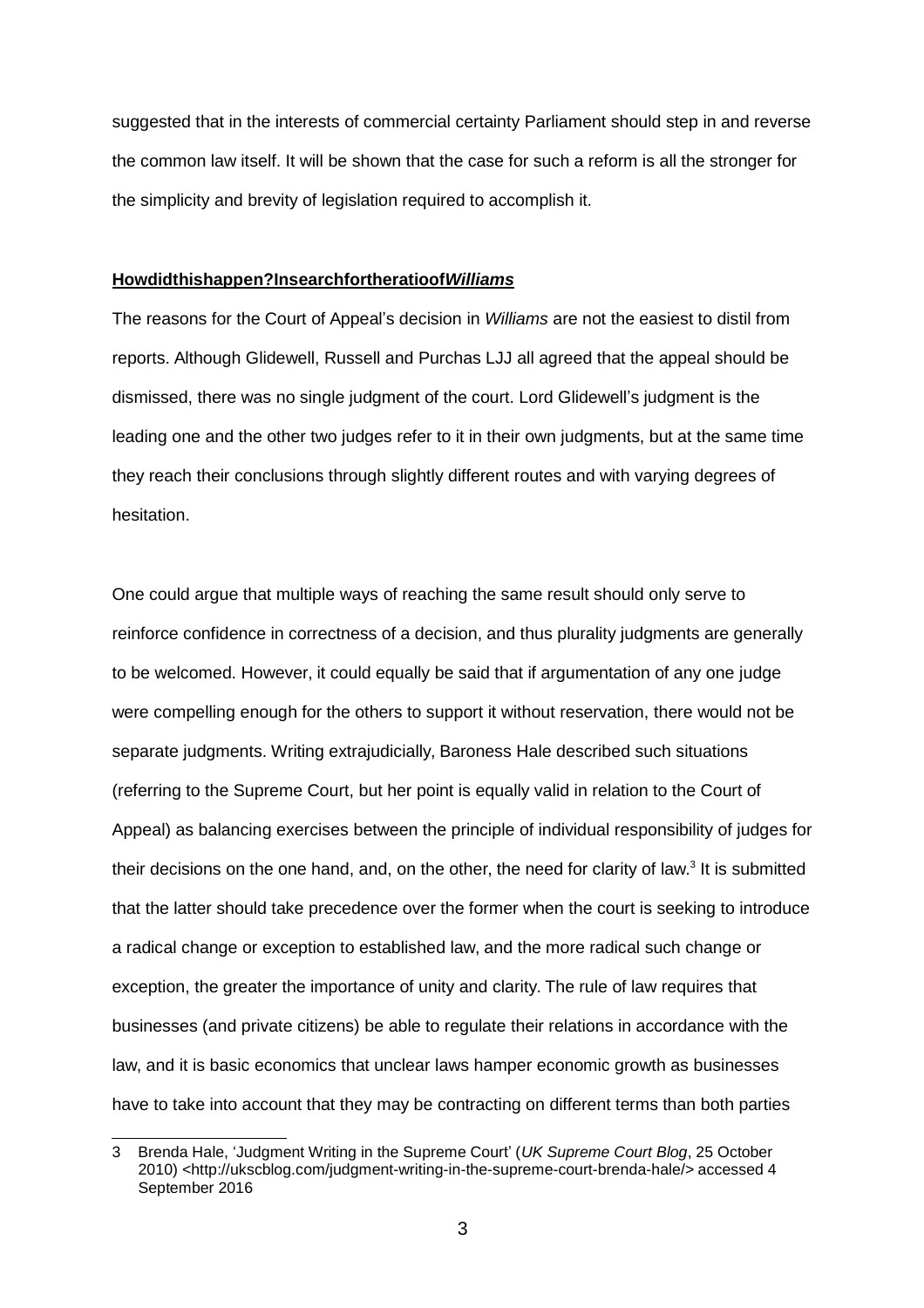suggested that in the interests of commercial certainty Parliament should step in and reverse the common law itself. It will be shown that the case for such a reform is all the stronger for the simplicity and brevity of legislation required to accomplish it.

## **How did this happen? In search for the ratio of *Williams***

The reasons for the Court of Appeal's decision in *Williams* are not the easiest to distil from reports. Although Glidewell, Russell and Purchas LJJ all agreed that the appeal should be dismissed, there was no single judgment of the court. Lord Glidewell's judgment is the leading one and the other two judges refer to it in their own judgments, but at the same time they reach their conclusions through slightly different routes and with varying degrees of hesitation.

One could argue that multiple ways of reaching the same result should only serve to reinforce confidence in correctness of a decision, and thus plurality judgments are generally to be welcomed. However, it could equally be said that if argumentation of any one judge were compelling enough for the others to support it without reservation, there would not be separate judgments. Writing extrajudicially, Baroness Hale described such situations (referring to the Supreme Court, but her point is equally valid in relation to the Court of Appeal) as balancing exercises between the principle of individual responsibility of judges for their decisions on the one hand, and, on the other, the need for clarity of law.[3] It is submitted that the latter should take precedence over the former when the court is seeking to introduce a radical change or exception to established law, and the more radical such change or exception, the greater the importance of unity and clarity. The rule of law requires that businesses (and private citizens) be able to regulate their relations in accordance with the law, and it is basic economics that unclear laws hamper economic growth as businesses have to take into account that they may be contracting on different terms than both parties

---

3 Brenda Hale, 'Judgment Writing in the Supreme Court' (*UK Supreme Court Blog*, 25 October 2010) <http://ukscblog.com/judgment-writing-in-the-supreme-court-brenda-hale/> accessed 4 September 2016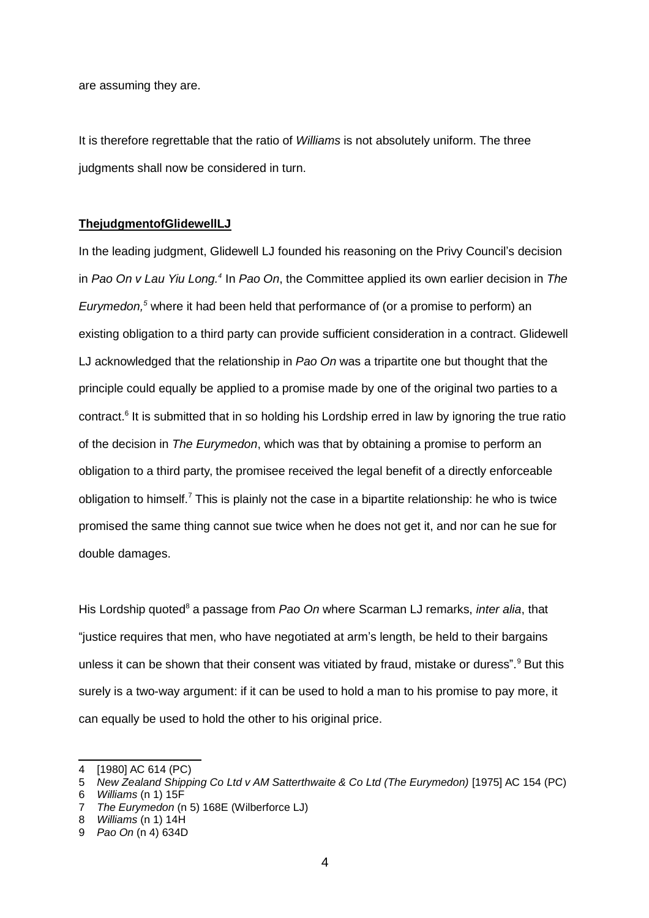are assuming they are.

It is therefore regrettable that the ratio of *Williams* is not absolutely uniform. The three judgments shall now be considered in turn.

**ThejudgmentofGlidewellLJ**

In the leading judgment, Glidewell LJ founded his reasoning on the Privy Council's decision in *Pao On v Lau Yiu Long.*[4] In *Pao On*, the Committee applied its own earlier decision in *The Eurymedon,*[5] where it had been held that performance of (or a promise to perform) an existing obligation to a third party can provide sufficient consideration in a contract. Glidewell LJ acknowledged that the relationship in *Pao On* was a tripartite one but thought that the principle could equally be applied to a promise made by one of the original two parties to a contract.[6] It is submitted that in so holding his Lordship erred in law by ignoring the true ratio of the decision in *The Eurymedon*, which was that by obtaining a promise to perform an obligation to a third party, the promisee received the legal benefit of a directly enforceable obligation to himself.[7] This is plainly not the case in a bipartite relationship: he who is twice promised the same thing cannot sue twice when he does not get it, and nor can he sue for double damages.

His Lordship quoted[8] a passage from *Pao On* where Scarman LJ remarks, *inter alia*, that "justice requires that men, who have negotiated at arm's length, be held to their bargains unless it can be shown that their consent was vitiated by fraud, mistake or duress".[9] But this surely is a two-way argument: if it can be used to hold a man to his promise to pay more, it can equally be used to hold the other to his original price.

---

4 [1980] AC 614 (PC)

5 *New Zealand Shipping Co Ltd v AM Satterthwaite & Co Ltd (The Eurymedon)* [1975] AC 154 (PC)

6 *Williams* (n 1) 15F

7 *The Eurymedon* (n 5) 168E (Wilberforce LJ)

8 *Williams* (n 1) 14H

9 *Pao On* (n 4) 634D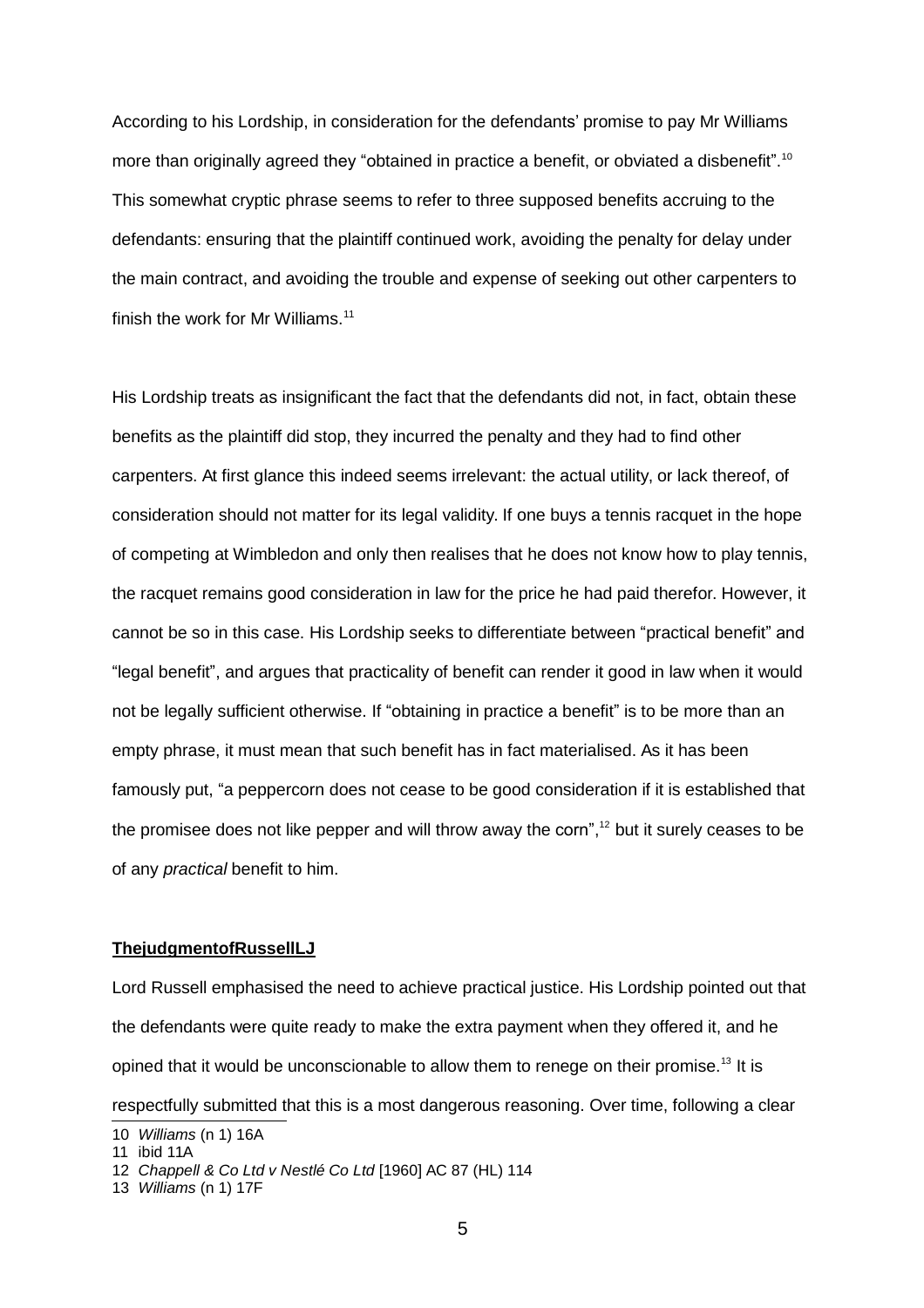According to his Lordship, in consideration for the defendants' promise to pay Mr Williams more than originally agreed they "obtained in practice a benefit, or obviated a disbenefit".[10] This somewhat cryptic phrase seems to refer to three supposed benefits accruing to the defendants: ensuring that the plaintiff continued work, avoiding the penalty for delay under the main contract, and avoiding the trouble and expense of seeking out other carpenters to finish the work for Mr Williams.[11]

His Lordship treats as insignificant the fact that the defendants did not, in fact, obtain these benefits as the plaintiff did stop, they incurred the penalty and they had to find other carpenters. At first glance this indeed seems irrelevant: the actual utility, or lack thereof, of consideration should not matter for its legal validity. If one buys a tennis racquet in the hope of competing at Wimbledon and only then realises that he does not know how to play tennis, the racquet remains good consideration in law for the price he had paid therefor. However, it cannot be so in this case. His Lordship seeks to differentiate between "practical benefit" and "legal benefit", and argues that practicality of benefit can render it good in law when it would not be legally sufficient otherwise. If "obtaining in practice a benefit" is to be more than an empty phrase, it must mean that such benefit has in fact materialised. As it has been famously put, "a peppercorn does not cease to be good consideration if it is established that the promisee does not like pepper and will throw away the corn",[12] but it surely ceases to be of any *practical* benefit to him.

**The judgment of Russell LJ**

Lord Russell emphasised the need to achieve practical justice. His Lordship pointed out that the defendants were quite ready to make the extra payment when they offered it, and he opined that it would be unconscionable to allow them to renege on their promise.[13] It is respectfully submitted that this is a most dangerous reasoning. Over time, following a clear

10 *Williams* (n 1) 16A

11 ibid 11A

12 *Chappell & Co Ltd v Nestlé Co Ltd* [1960] AC 87 (HL) 114

13 *Williams* (n 1) 17F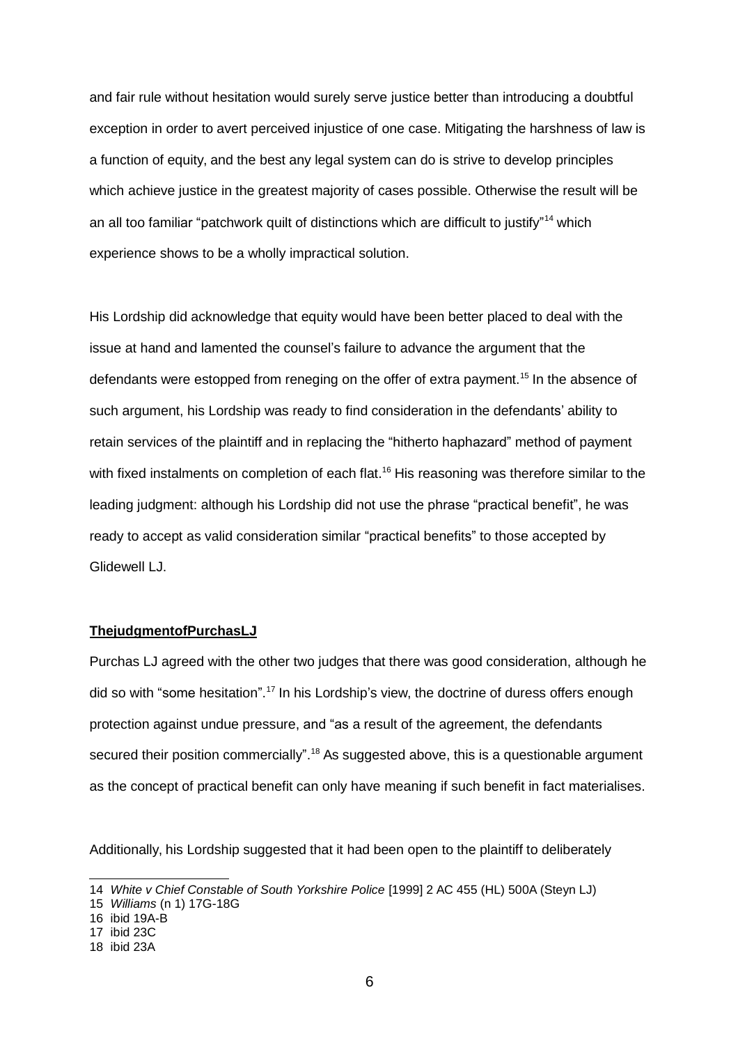and fair rule without hesitation would surely serve justice better than introducing a doubtful exception in order to avert perceived injustice of one case. Mitigating the harshness of law is a function of equity, and the best any legal system can do is strive to develop principles which achieve justice in the greatest majority of cases possible. Otherwise the result will be an all too familiar "patchwork quilt of distinctions which are difficult to justify"[14] which experience shows to be a wholly impractical solution.

His Lordship did acknowledge that equity would have been better placed to deal with the issue at hand and lamented the counsel's failure to advance the argument that the defendants were estopped from reneging on the offer of extra payment.[15] In the absence of such argument, his Lordship was ready to find consideration in the defendants' ability to retain services of the plaintiff and in replacing the "hitherto haphazard" method of payment with fixed instalments on completion of each flat.[16] His reasoning was therefore similar to the leading judgment: although his Lordship did not use the phrase "practical benefit", he was ready to accept as valid consideration similar "practical benefits" to those accepted by Glidewell LJ.

**ThejudgmentofPurchasLJ**

Purchas LJ agreed with the other two judges that there was good consideration, although he did so with "some hesitation".[17] In his Lordship's view, the doctrine of duress offers enough protection against undue pressure, and "as a result of the agreement, the defendants secured their position commercially".[18] As suggested above, this is a questionable argument as the concept of practical benefit can only have meaning if such benefit in fact materialises.

Additionally, his Lordship suggested that it had been open to the plaintiff to deliberately

---

14 *White v Chief Constable of South Yorkshire Police* [1999] 2 AC 455 (HL) 500A (Steyn LJ)

15 *Williams* (n 1) 17G-18G

16 ibid 19A-B

17 ibid 23C

18 ibid 23A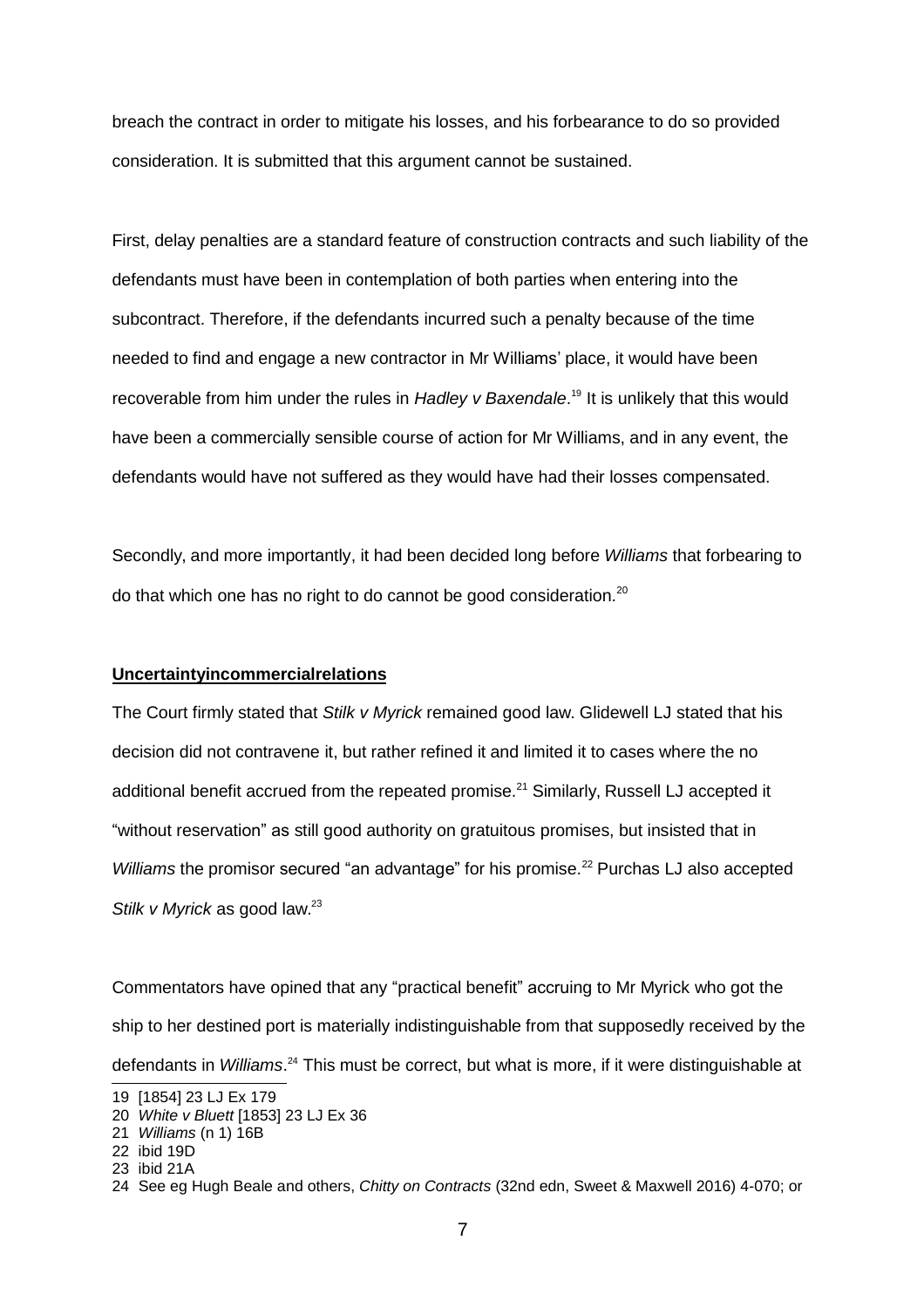breach the contract in order to mitigate his losses, and his forbearance to do so provided consideration. It is submitted that this argument cannot be sustained.

First, delay penalties are a standard feature of construction contracts and such liability of the defendants must have been in contemplation of both parties when entering into the subcontract. Therefore, if the defendants incurred such a penalty because of the time needed to find and engage a new contractor in Mr Williams' place, it would have been recoverable from him under the rules in *Hadley v Baxendale*.[19] It is unlikely that this would have been a commercially sensible course of action for Mr Williams, and in any event, the defendants would have not suffered as they would have had their losses compensated.

Secondly, and more importantly, it had been decided long before *Williams* that forbearing to do that which one has no right to do cannot be good consideration.[20]

**Uncertaintyincommercialrelations**

The Court firmly stated that *Stilk v Myrick* remained good law. Glidewell LJ stated that his decision did not contravene it, but rather refined it and limited it to cases where the no additional benefit accrued from the repeated promise.[21] Similarly, Russell LJ accepted it "without reservation" as still good authority on gratuitous promises, but insisted that in *Williams* the promisor secured "an advantage" for his promise.[22] Purchas LJ also accepted *Stilk v Myrick* as good law.[23]

Commentators have opined that any "practical benefit" accruing to Mr Myrick who got the ship to her destined port is materially indistinguishable from that supposedly received by the defendants in *Williams*.[24] This must be correct, but what is more, if it were distinguishable at

19 [1854] 23 LJ Ex 179

20 *White v Bluett* [1853] 23 LJ Ex 36

21 *Williams* (n 1) 16B

22 ibid 19D

23 ibid 21A

24 See eg Hugh Beale and others, *Chitty on Contracts* (32nd edn, Sweet & Maxwell 2016) 4-070; or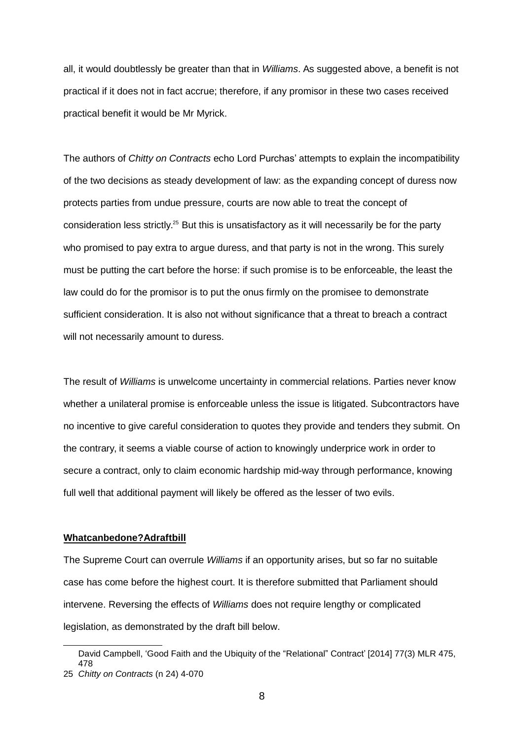all, it would doubtlessly be greater than that in *Williams*. As suggested above, a benefit is not practical if it does not in fact accrue; therefore, if any promisor in these two cases received practical benefit it would be Mr Myrick.

The authors of *Chitty on Contracts* echo Lord Purchas' attempts to explain the incompatibility of the two decisions as steady development of law: as the expanding concept of duress now protects parties from undue pressure, courts are now able to treat the concept of consideration less strictly.[25] But this is unsatisfactory as it will necessarily be for the party who promised to pay extra to argue duress, and that party is not in the wrong. This surely must be putting the cart before the horse: if such promise is to be enforceable, the least the law could do for the promisor is to put the onus firmly on the promisee to demonstrate sufficient consideration. It is also not without significance that a threat to breach a contract will not necessarily amount to duress.

The result of *Williams* is unwelcome uncertainty in commercial relations. Parties never know whether a unilateral promise is enforceable unless the issue is litigated. Subcontractors have no incentive to give careful consideration to quotes they provide and tenders they submit. On the contrary, it seems a viable course of action to knowingly underprice work in order to secure a contract, only to claim economic hardship mid-way through performance, knowing full well that additional payment will likely be offered as the lesser of two evils.

**What can be done? A draft bill**

The Supreme Court can overrule *Williams* if an opportunity arises, but so far no suitable case has come before the highest court. It is therefore submitted that Parliament should intervene. Reversing the effects of *Williams* does not require lengthy or complicated legislation, as demonstrated by the draft bill below.

---

David Campbell, 'Good Faith and the Ubiquity of the "Relational" Contract' [2014] 77(3) MLR 475, 478

25 *Chitty on Contracts* (n 24) 4-070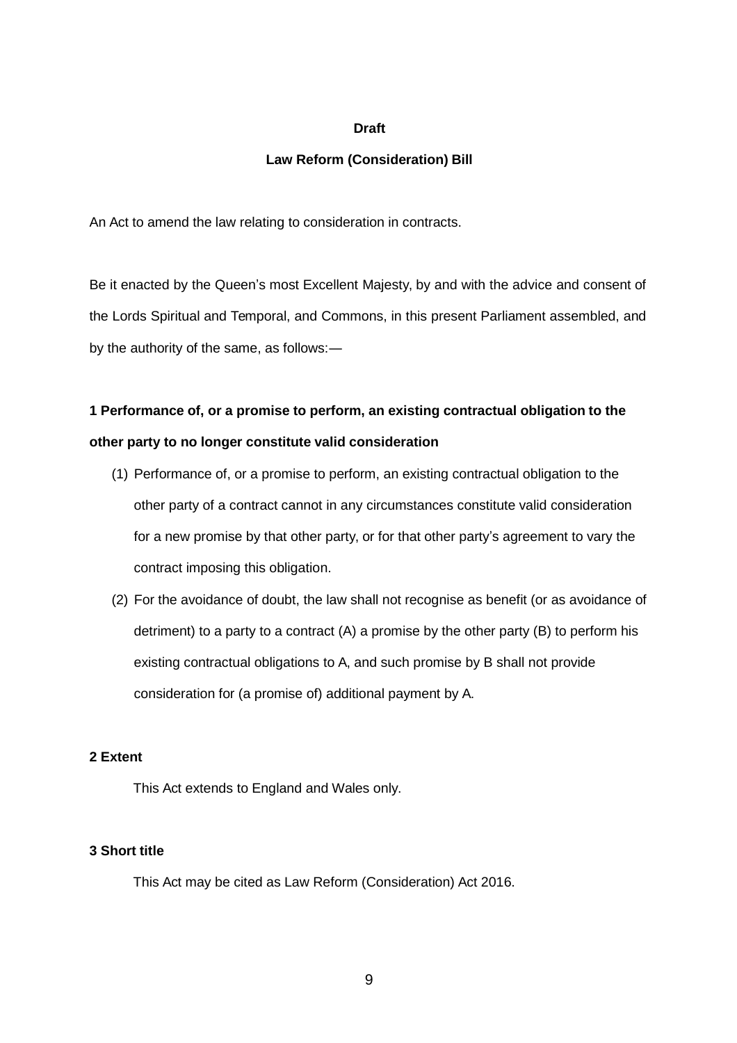**Draft**

**Law Reform (Consideration) Bill**

An Act to amend the law relating to consideration in contracts.

Be it enacted by the Queen's most Excellent Majesty, by and with the advice and consent of the Lords Spiritual and Temporal, and Commons, in this present Parliament assembled, and by the authority of the same, as follows:—

**1 Performance of, or a promise to perform, an existing contractual obligation to the other party to no longer constitute valid consideration**

(1) Performance of, or a promise to perform, an existing contractual obligation to the other party of a contract cannot in any circumstances constitute valid consideration for a new promise by that other party, or for that other party's agreement to vary the contract imposing this obligation.

(2) For the avoidance of doubt, the law shall not recognise as benefit (or as avoidance of detriment) to a party to a contract (A) a promise by the other party (B) to perform his existing contractual obligations to A, and such promise by B shall not provide consideration for (a promise of) additional payment by A.

**2 Extent**

This Act extends to England and Wales only.

**3 Short title**

This Act may be cited as Law Reform (Consideration) Act 2016.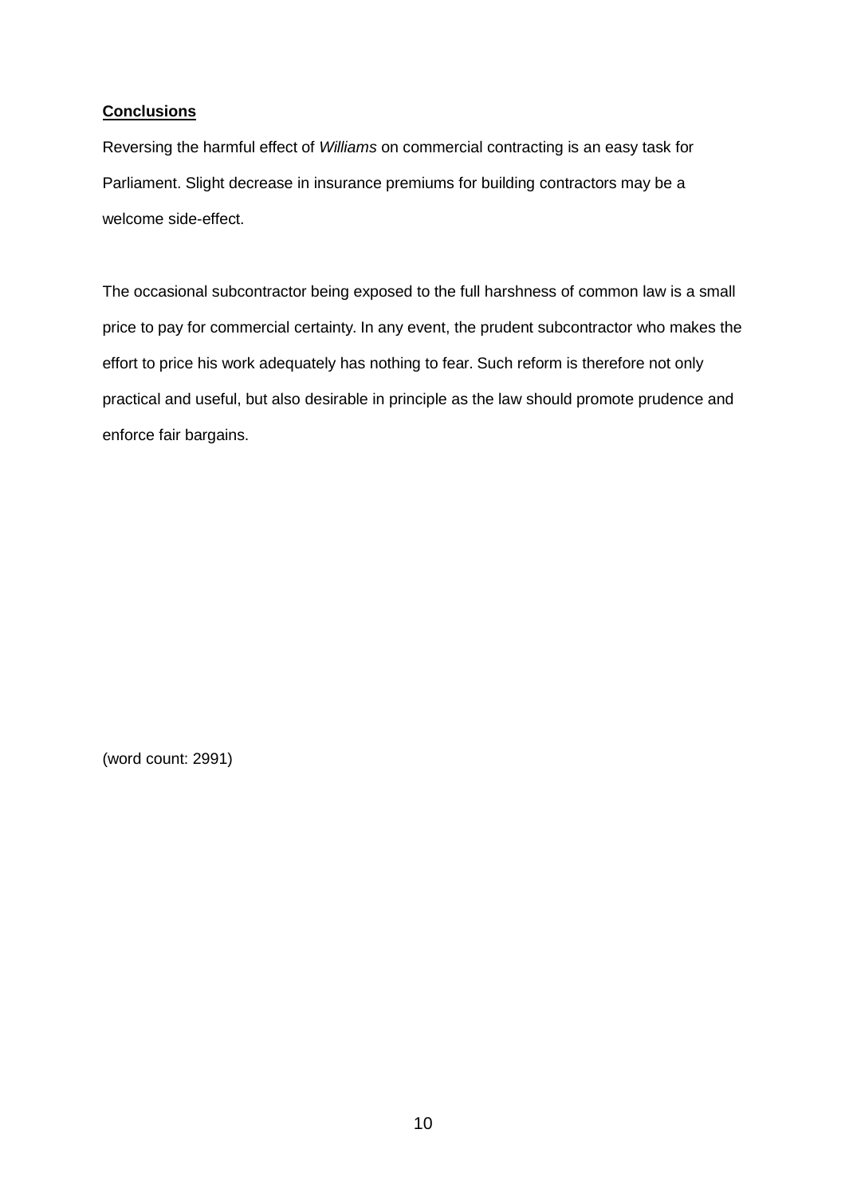## **Conclusions**

Reversing the harmful effect of *Williams* on commercial contracting is an easy task for Parliament. Slight decrease in insurance premiums for building contractors may be a welcome side-effect.

The occasional subcontractor being exposed to the full harshness of common law is a small price to pay for commercial certainty. In any event, the prudent subcontractor who makes the effort to price his work adequately has nothing to fear. Such reform is therefore not only practical and useful, but also desirable in principle as the law should promote prudence and enforce fair bargains.

(word count: 2991)